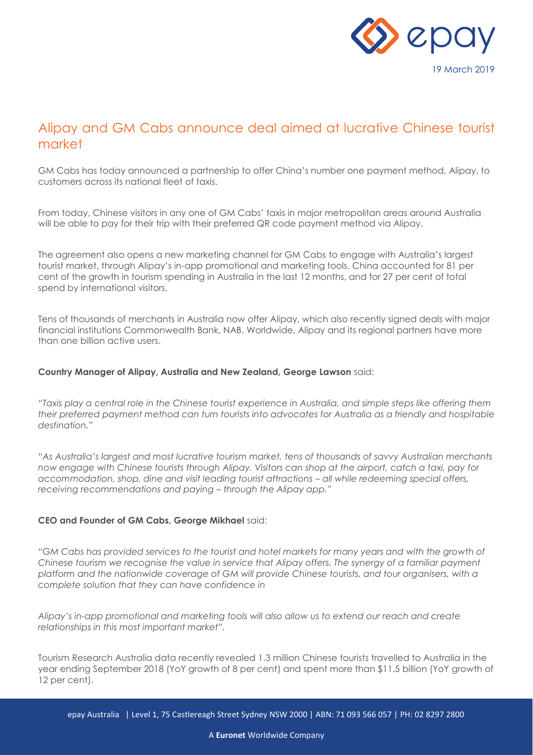19 March 2019

# Alipay and GM Cabs announce deal aimed at lucrative Chinese tourist market

GM Cabs has today announced a partnership to offer China's number one payment method, Alipay, to customers across its national fleet of taxis.

From today, Chinese visitors in any one of GM Cabs' taxis in major metropolitan areas around Australia will be able to pay for their trip with their preferred QR code payment method via Alipay.

The agreement also opens a new marketing channel for GM Cabs to engage with Australia's largest tourist market, through Alipay's in-app promotional and marketing tools. China accounted for 81 per cent of the growth in tourism spending in Australia in the last 12 months, and for 27 per cent of total spend by international visitors.

Tens of thousands of merchants in Australia now offer Alipay, which also recently signed deals with major financial institutions Commonwealth Bank, NAB. Worldwide, Alipay and its regional partners have more than one billion active users.

**Country Manager of Alipay, Australia and New Zealand, George Lawson** said:

*"Taxis play a central role in the Chinese tourist experience in Australia, and simple steps like offering them their preferred payment method can turn tourists into advocates for Australia as a friendly and hospitable destination."*

*"As Australia's largest and most lucrative tourism market, tens of thousands of savvy Australian merchants now engage with Chinese tourists through Alipay. Visitors can shop at the airport, catch a taxi, pay for accommodation, shop, dine and visit leading tourist attractions – all while redeeming special offers, receiving recommendations and paying – through the Alipay app."*

**CEO and Founder of GM Cabs, George Mikhael** said:

*"GM Cabs has provided services to the tourist and hotel markets for many years and with the growth of Chinese tourism we recognise the value in service that Alipay offers. The synergy of a familiar payment platform and the nationwide coverage of GM will provide Chinese tourists, and tour organisers, with a complete solution that they can have confidence in*

*Alipay's in-app promotional and marketing tools will also allow us to extend our reach and create relationships in this most important market".*

Tourism Research Australia data recently revealed 1.3 million Chinese tourists travelled to Australia in the year ending September 2018 (YoY growth of 8 per cent) and spent more than $11.5 billion (YoY growth of 12 per cent).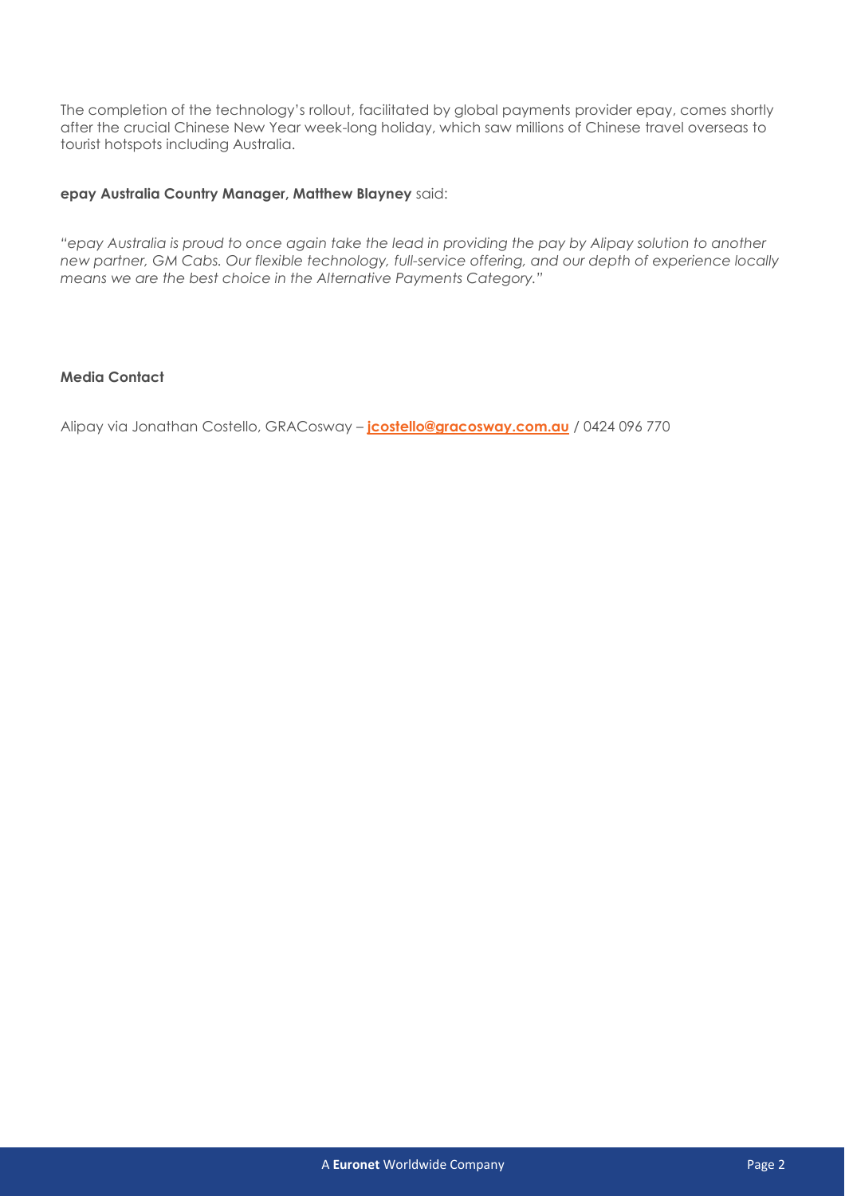The completion of the technology's rollout, facilitated by global payments provider epay, comes shortly after the crucial Chinese New Year week-long holiday, which saw millions of Chinese travel overseas to tourist hotspots including Australia.

**epay Australia Country Manager, Matthew Blayney** said:

*"epay Australia is proud to once again take the lead in providing the pay by Alipay solution to another new partner, GM Cabs. Our flexible technology, full-service offering, and our depth of experience locally means we are the best choice in the Alternative Payments Category."*

**Media Contact**

Alipay via Jonathan Costello, GRACosway – **jcostello@gracosway.com.au** / 0424 096 770